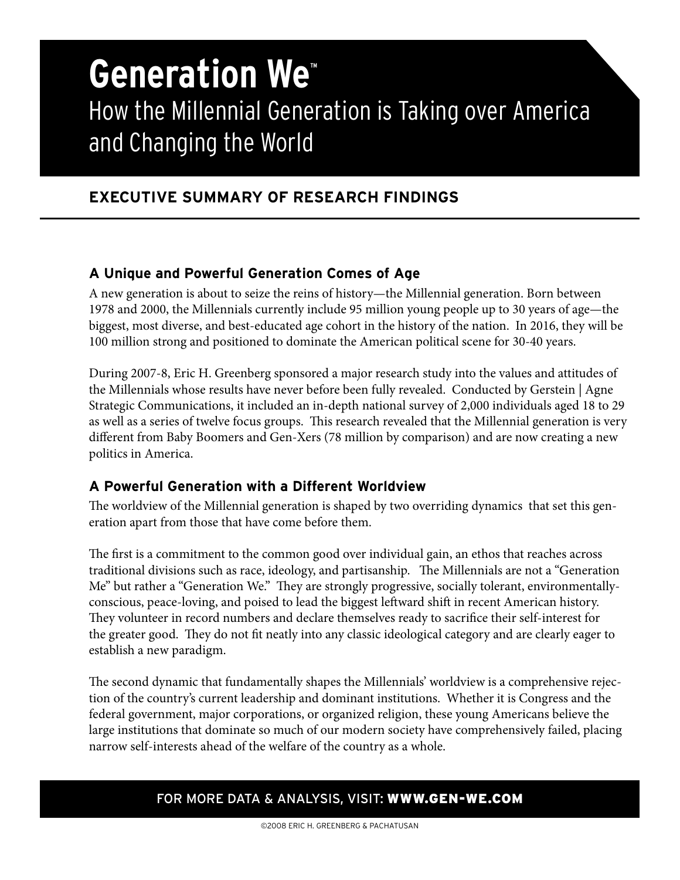# Generation We™

How the Millennial Generation is Taking over America and Changing the World

## EXECUTIVE SUMMARY OF RESEARCH FINDINGS

### A Unique and Powerful Generation Comes of Age

A new generation is about to seize the reins of history—the Millennial generation. Born between 1978 and 2000, the Millennials currently include 95 million young people up to 30 years of age—the biggest, most diverse, and best-educated age cohort in the history of the nation. In 2016, they will be 100 million strong and positioned to dominate the American political scene for 30-40 years.

During 2007-8, Eric H. Greenberg sponsored a major research study into the values and attitudes of the Millennials whose results have never before been fully revealed. Conducted by Gerstein | Agne Strategic Communications, it included an in-depth national survey of 2,000 individuals aged 18 to 29 as well as a series of twelve focus groups. This research revealed that the Millennial generation is very different from Baby Boomers and Gen-Xers (78 million by comparison) and are now creating a new politics in America.

### A Powerful Generation with a Different Worldview

The worldview of the Millennial generation is shaped by two overriding dynamics that set this generation apart from those that have come before them.

The first is a commitment to the common good over individual gain, an ethos that reaches across traditional divisions such as race, ideology, and partisanship. The Millennials are not a "Generation Me" but rather a "Generation We." They are strongly progressive, socially tolerant, environmentally-conscious, peace-loving, and poised to lead the biggest leftward shift in recent American history. They volunteer in record numbers and declare themselves ready to sacrifice their self-interest for the greater good. They do not fit neatly into any classic ideological category and are clearly eager to establish a new paradigm.

The second dynamic that fundamentally shapes the Millennials' worldview is a comprehensive rejection of the country's current leadership and dominant institutions. Whether it is Congress and the federal government, major corporations, or organized religion, these young Americans believe the large institutions that dominate so much of our modern society have comprehensively failed, placing narrow self-interests ahead of the welfare of the country as a whole.

FOR MORE DATA & ANALYSIS, VISIT: **WWW.GEN-WE.COM**

©2008 ERIC H. GREENBERG & PACHATUSAN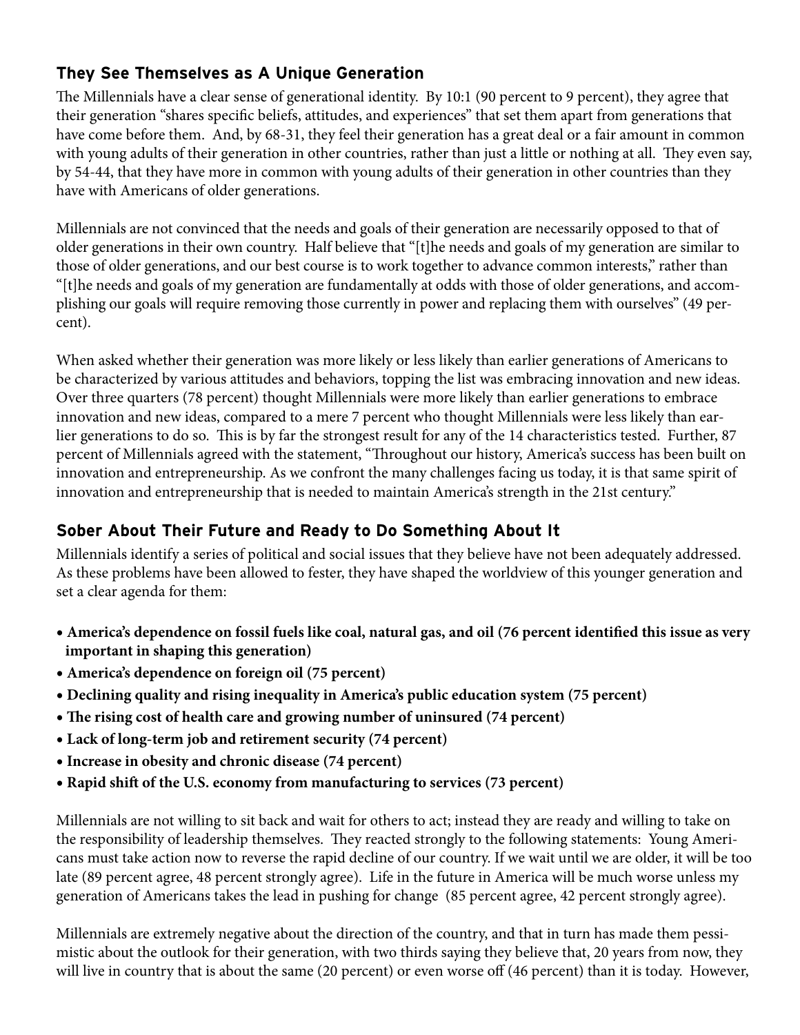## They See Themselves as A Unique Generation

The Millennials have a clear sense of generational identity. By 10:1 (90 percent to 9 percent), they agree that their generation "shares specific beliefs, attitudes, and experiences" that set them apart from generations that have come before them. And, by 68-31, they feel their generation has a great deal or a fair amount in common with young adults of their generation in other countries, rather than just a little or nothing at all. They even say, by 54-44, that they have more in common with young adults of their generation in other countries than they have with Americans of older generations.

Millennials are not convinced that the needs and goals of their generation are necessarily opposed to that of older generations in their own country. Half believe that "[t]he needs and goals of my generation are similar to those of older generations, and our best course is to work together to advance common interests," rather than "[t]he needs and goals of my generation are fundamentally at odds with those of older generations, and accomplishing our goals will require removing those currently in power and replacing them with ourselves" (49 percent).

When asked whether their generation was more likely or less likely than earlier generations of Americans to be characterized by various attitudes and behaviors, topping the list was embracing innovation and new ideas. Over three quarters (78 percent) thought Millennials were more likely than earlier generations to embrace innovation and new ideas, compared to a mere 7 percent who thought Millennials were less likely than earlier generations to do so. This is by far the strongest result for any of the 14 characteristics tested. Further, 87 percent of Millennials agreed with the statement, "Throughout our history, America's success has been built on innovation and entrepreneurship. As we confront the many challenges facing us today, it is that same spirit of innovation and entrepreneurship that is needed to maintain America's strength in the 21st century."

## Sober About Their Future and Ready to Do Something About It

Millennials identify a series of political and social issues that they believe have not been adequately addressed. As these problems have been allowed to fester, they have shaped the worldview of this younger generation and set a clear agenda for them:

- **America's dependence on fossil fuels like coal, natural gas, and oil (76 percent identified this issue as very important in shaping this generation)**
- **America's dependence on foreign oil (75 percent)**
- **Declining quality and rising inequality in America's public education system (75 percent)**
- **The rising cost of health care and growing number of uninsured (74 percent)**
- **Lack of long-term job and retirement security (74 percent)**
- **Increase in obesity and chronic disease (74 percent)**
- **Rapid shift of the U.S. economy from manufacturing to services (73 percent)**

Millennials are not willing to sit back and wait for others to act; instead they are ready and willing to take on the responsibility of leadership themselves. They reacted strongly to the following statements: Young Americans must take action now to reverse the rapid decline of our country. If we wait until we are older, it will be too late (89 percent agree, 48 percent strongly agree). Life in the future in America will be much worse unless my generation of Americans takes the lead in pushing for change (85 percent agree, 42 percent strongly agree).

Millennials are extremely negative about the direction of the country, and that in turn has made them pessimistic about the outlook for their generation, with two thirds saying they believe that, 20 years from now, they will live in country that is about the same (20 percent) or even worse off (46 percent) than it is today. However,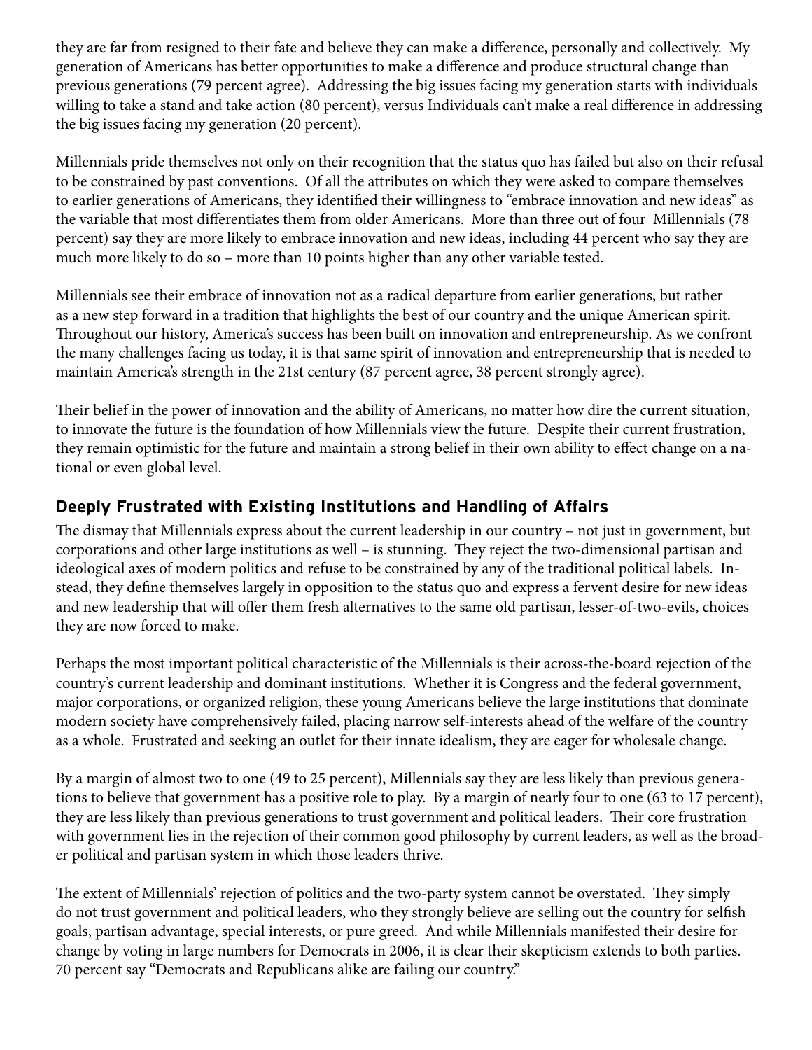they are far from resigned to their fate and believe they can make a difference, personally and collectively. My generation of Americans has better opportunities to make a difference and produce structural change than previous generations (79 percent agree). Addressing the big issues facing my generation starts with individuals willing to take a stand and take action (80 percent), versus Individuals can't make a real difference in addressing the big issues facing my generation (20 percent).

Millennials pride themselves not only on their recognition that the status quo has failed but also on their refusal to be constrained by past conventions. Of all the attributes on which they were asked to compare themselves to earlier generations of Americans, they identified their willingness to "embrace innovation and new ideas" as the variable that most differentiates them from older Americans. More than three out of four Millennials (78 percent) say they are more likely to embrace innovation and new ideas, including 44 percent who say they are much more likely to do so – more than 10 points higher than any other variable tested.

Millennials see their embrace of innovation not as a radical departure from earlier generations, but rather as a new step forward in a tradition that highlights the best of our country and the unique American spirit. Throughout our history, America's success has been built on innovation and entrepreneurship. As we confront the many challenges facing us today, it is that same spirit of innovation and entrepreneurship that is needed to maintain America's strength in the 21st century (87 percent agree, 38 percent strongly agree).

Their belief in the power of innovation and the ability of Americans, no matter how dire the current situation, to innovate the future is the foundation of how Millennials view the future. Despite their current frustration, they remain optimistic for the future and maintain a strong belief in their own ability to effect change on a national or even global level.

## Deeply Frustrated with Existing Institutions and Handling of Affairs

The dismay that Millennials express about the current leadership in our country – not just in government, but corporations and other large institutions as well – is stunning. They reject the two-dimensional partisan and ideological axes of modern politics and refuse to be constrained by any of the traditional political labels. Instead, they define themselves largely in opposition to the status quo and express a fervent desire for new ideas and new leadership that will offer them fresh alternatives to the same old partisan, lesser-of-two-evils, choices they are now forced to make.

Perhaps the most important political characteristic of the Millennials is their across-the-board rejection of the country's current leadership and dominant institutions. Whether it is Congress and the federal government, major corporations, or organized religion, these young Americans believe the large institutions that dominate modern society have comprehensively failed, placing narrow self-interests ahead of the welfare of the country as a whole. Frustrated and seeking an outlet for their innate idealism, they are eager for wholesale change.

By a margin of almost two to one (49 to 25 percent), Millennials say they are less likely than previous generations to believe that government has a positive role to play. By a margin of nearly four to one (63 to 17 percent), they are less likely than previous generations to trust government and political leaders. Their core frustration with government lies in the rejection of their common good philosophy by current leaders, as well as the broader political and partisan system in which those leaders thrive.

The extent of Millennials' rejection of politics and the two-party system cannot be overstated. They simply do not trust government and political leaders, who they strongly believe are selling out the country for selfish goals, partisan advantage, special interests, or pure greed. And while Millennials manifested their desire for change by voting in large numbers for Democrats in 2006, it is clear their skepticism extends to both parties. 70 percent say "Democrats and Republicans alike are failing our country."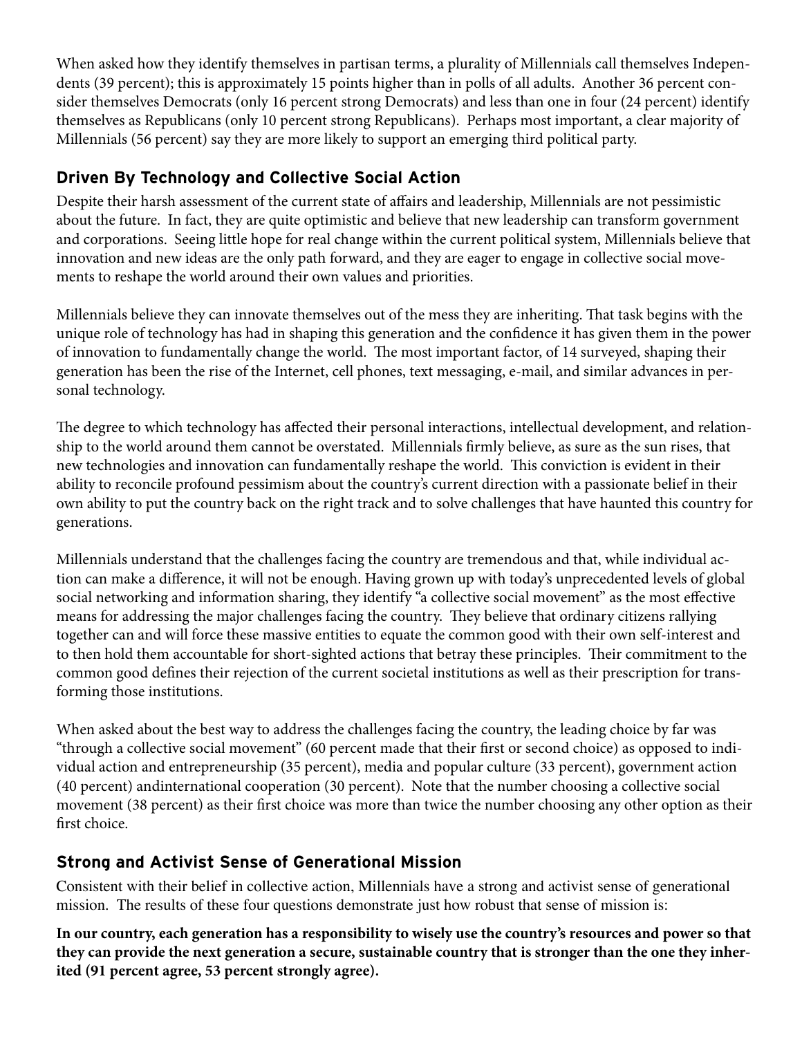When asked how they identify themselves in partisan terms, a plurality of Millennials call themselves Independents (39 percent); this is approximately 15 points higher than in polls of all adults. Another 36 percent consider themselves Democrats (only 16 percent strong Democrats) and less than one in four (24 percent) identify themselves as Republicans (only 10 percent strong Republicans). Perhaps most important, a clear majority of Millennials (56 percent) say they are more likely to support an emerging third political party.

## Driven By Technology and Collective Social Action

Despite their harsh assessment of the current state of affairs and leadership, Millennials are not pessimistic about the future. In fact, they are quite optimistic and believe that new leadership can transform government and corporations. Seeing little hope for real change within the current political system, Millennials believe that innovation and new ideas are the only path forward, and they are eager to engage in collective social movements to reshape the world around their own values and priorities.

Millennials believe they can innovate themselves out of the mess they are inheriting. That task begins with the unique role of technology has had in shaping this generation and the confidence it has given them in the power of innovation to fundamentally change the world. The most important factor, of 14 surveyed, shaping their generation has been the rise of the Internet, cell phones, text messaging, e-mail, and similar advances in personal technology.

The degree to which technology has affected their personal interactions, intellectual development, and relationship to the world around them cannot be overstated. Millennials firmly believe, as sure as the sun rises, that new technologies and innovation can fundamentally reshape the world. This conviction is evident in their ability to reconcile profound pessimism about the country's current direction with a passionate belief in their own ability to put the country back on the right track and to solve challenges that have haunted this country for generations.

Millennials understand that the challenges facing the country are tremendous and that, while individual action can make a difference, it will not be enough. Having grown up with today's unprecedented levels of global social networking and information sharing, they identify "a collective social movement" as the most effective means for addressing the major challenges facing the country. They believe that ordinary citizens rallying together can and will force these massive entities to equate the common good with their own self-interest and to then hold them accountable for short-sighted actions that betray these principles. Their commitment to the common good defines their rejection of the current societal institutions as well as their prescription for transforming those institutions.

When asked about the best way to address the challenges facing the country, the leading choice by far was "through a collective social movement" (60 percent made that their first or second choice) as opposed to individual action and entrepreneurship (35 percent), media and popular culture (33 percent), government action (40 percent) andinternational cooperation (30 percent). Note that the number choosing a collective social movement (38 percent) as their first choice was more than twice the number choosing any other option as their first choice.

## Strong and Activist Sense of Generational Mission

Consistent with their belief in collective action, Millennials have a strong and activist sense of generational mission. The results of these four questions demonstrate just how robust that sense of mission is:

**In our country, each generation has a responsibility to wisely use the country's resources and power so that they can provide the next generation a secure, sustainable country that is stronger than the one they inherited (91 percent agree, 53 percent strongly agree).**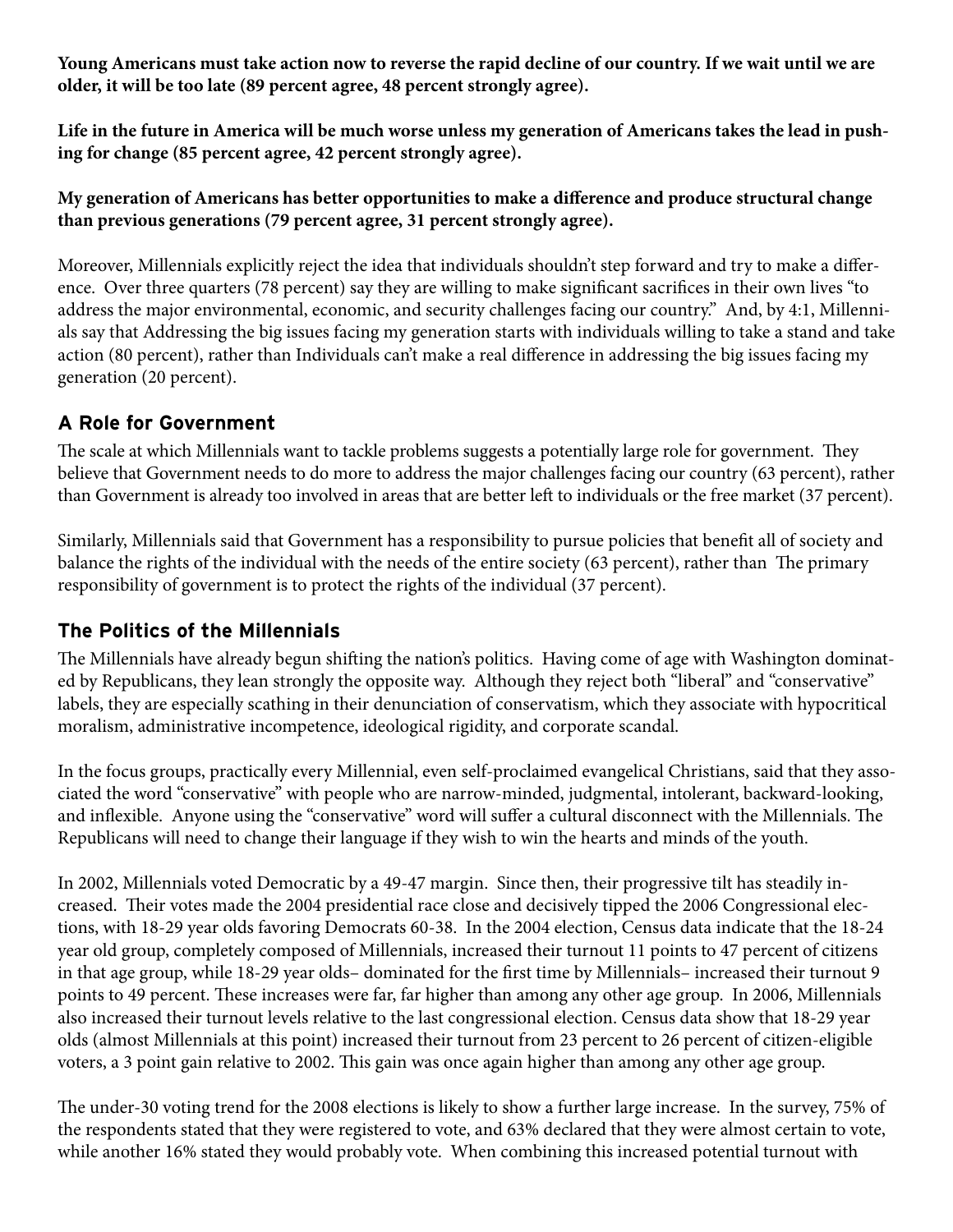**Young Americans must take action now to reverse the rapid decline of our country. If we wait until we are older, it will be too late (89 percent agree, 48 percent strongly agree).**

**Life in the future in America will be much worse unless my generation of Americans takes the lead in pushing for change (85 percent agree, 42 percent strongly agree).**

**My generation of Americans has better opportunities to make a difference and produce structural change than previous generations (79 percent agree, 31 percent strongly agree).**

Moreover, Millennials explicitly reject the idea that individuals shouldn't step forward and try to make a difference. Over three quarters (78 percent) say they are willing to make significant sacrifices in their own lives "to address the major environmental, economic, and security challenges facing our country." And, by 4:1, Millennials say that Addressing the big issues facing my generation starts with individuals willing to take a stand and take action (80 percent), rather than Individuals can't make a real difference in addressing the big issues facing my generation (20 percent).

## A Role for Government

The scale at which Millennials want to tackle problems suggests a potentially large role for government. They believe that Government needs to do more to address the major challenges facing our country (63 percent), rather than Government is already too involved in areas that are better left to individuals or the free market (37 percent).

Similarly, Millennials said that Government has a responsibility to pursue policies that benefit all of society and balance the rights of the individual with the needs of the entire society (63 percent), rather than The primary responsibility of government is to protect the rights of the individual (37 percent).

## The Politics of the Millennials

The Millennials have already begun shifting the nation's politics. Having come of age with Washington dominated by Republicans, they lean strongly the opposite way. Although they reject both "liberal" and "conservative" labels, they are especially scathing in their denunciation of conservatism, which they associate with hypocritical moralism, administrative incompetence, ideological rigidity, and corporate scandal.

In the focus groups, practically every Millennial, even self-proclaimed evangelical Christians, said that they associated the word "conservative" with people who are narrow-minded, judgmental, intolerant, backward-looking, and inflexible. Anyone using the "conservative" word will suffer a cultural disconnect with the Millennials. The Republicans will need to change their language if they wish to win the hearts and minds of the youth.

In 2002, Millennials voted Democratic by a 49-47 margin. Since then, their progressive tilt has steadily increased. Their votes made the 2004 presidential race close and decisively tipped the 2006 Congressional elections, with 18-29 year olds favoring Democrats 60-38. In the 2004 election, Census data indicate that the 18-24 year old group, completely composed of Millennials, increased their turnout 11 points to 47 percent of citizens in that age group, while 18-29 year olds– dominated for the first time by Millennials– increased their turnout 9 points to 49 percent. These increases were far, far higher than among any other age group. In 2006, Millennials also increased their turnout levels relative to the last congressional election. Census data show that 18-29 year olds (almost Millennials at this point) increased their turnout from 23 percent to 26 percent of citizen-eligible voters, a 3 point gain relative to 2002. This gain was once again higher than among any other age group.

The under-30 voting trend for the 2008 elections is likely to show a further large increase. In the survey, 75% of the respondents stated that they were registered to vote, and 63% declared that they were almost certain to vote, while another 16% stated they would probably vote. When combining this increased potential turnout with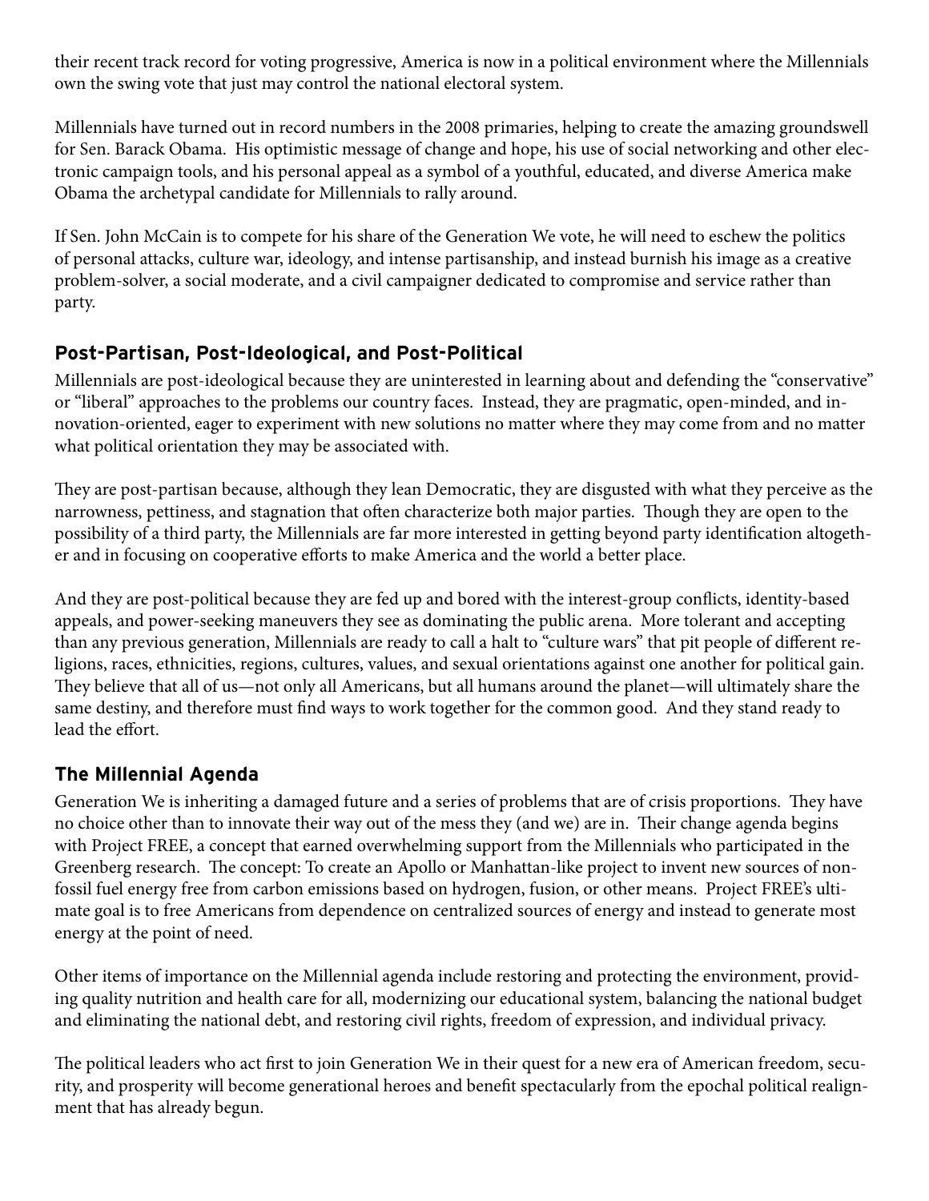their recent track record for voting progressive, America is now in a political environment where the Millennials own the swing vote that just may control the national electoral system.

Millennials have turned out in record numbers in the 2008 primaries, helping to create the amazing groundswell for Sen. Barack Obama. His optimistic message of change and hope, his use of social networking and other electronic campaign tools, and his personal appeal as a symbol of a youthful, educated, and diverse America make Obama the archetypal candidate for Millennials to rally around.

If Sen. John McCain is to compete for his share of the Generation We vote, he will need to eschew the politics of personal attacks, culture war, ideology, and intense partisanship, and instead burnish his image as a creative problem-solver, a social moderate, and a civil campaigner dedicated to compromise and service rather than party.

## Post-Partisan, Post-Ideological, and Post-Political

Millennials are post-ideological because they are uninterested in learning about and defending the "conservative" or "liberal" approaches to the problems our country faces. Instead, they are pragmatic, open-minded, and innovation-oriented, eager to experiment with new solutions no matter where they may come from and no matter what political orientation they may be associated with.

They are post-partisan because, although they lean Democratic, they are disgusted with what they perceive as the narrowness, pettiness, and stagnation that often characterize both major parties. Though they are open to the possibility of a third party, the Millennials are far more interested in getting beyond party identification altogether and in focusing on cooperative efforts to make America and the world a better place.

And they are post-political because they are fed up and bored with the interest-group conflicts, identity-based appeals, and power-seeking maneuvers they see as dominating the public arena. More tolerant and accepting than any previous generation, Millennials are ready to call a halt to "culture wars" that pit people of different religions, races, ethnicities, regions, cultures, values, and sexual orientations against one another for political gain. They believe that all of us—not only all Americans, but all humans around the planet—will ultimately share the same destiny, and therefore must find ways to work together for the common good. And they stand ready to lead the effort.

## The Millennial Agenda

Generation We is inheriting a damaged future and a series of problems that are of crisis proportions. They have no choice other than to innovate their way out of the mess they (and we) are in. Their change agenda begins with Project FREE, a concept that earned overwhelming support from the Millennials who participated in the Greenberg research. The concept: To create an Apollo or Manhattan-like project to invent new sources of non-fossil fuel energy free from carbon emissions based on hydrogen, fusion, or other means. Project FREE's ultimate goal is to free Americans from dependence on centralized sources of energy and instead to generate most energy at the point of need.

Other items of importance on the Millennial agenda include restoring and protecting the environment, providing quality nutrition and health care for all, modernizing our educational system, balancing the national budget and eliminating the national debt, and restoring civil rights, freedom of expression, and individual privacy.

The political leaders who act first to join Generation We in their quest for a new era of American freedom, security, and prosperity will become generational heroes and benefit spectacularly from the epochal political realignment that has already begun.